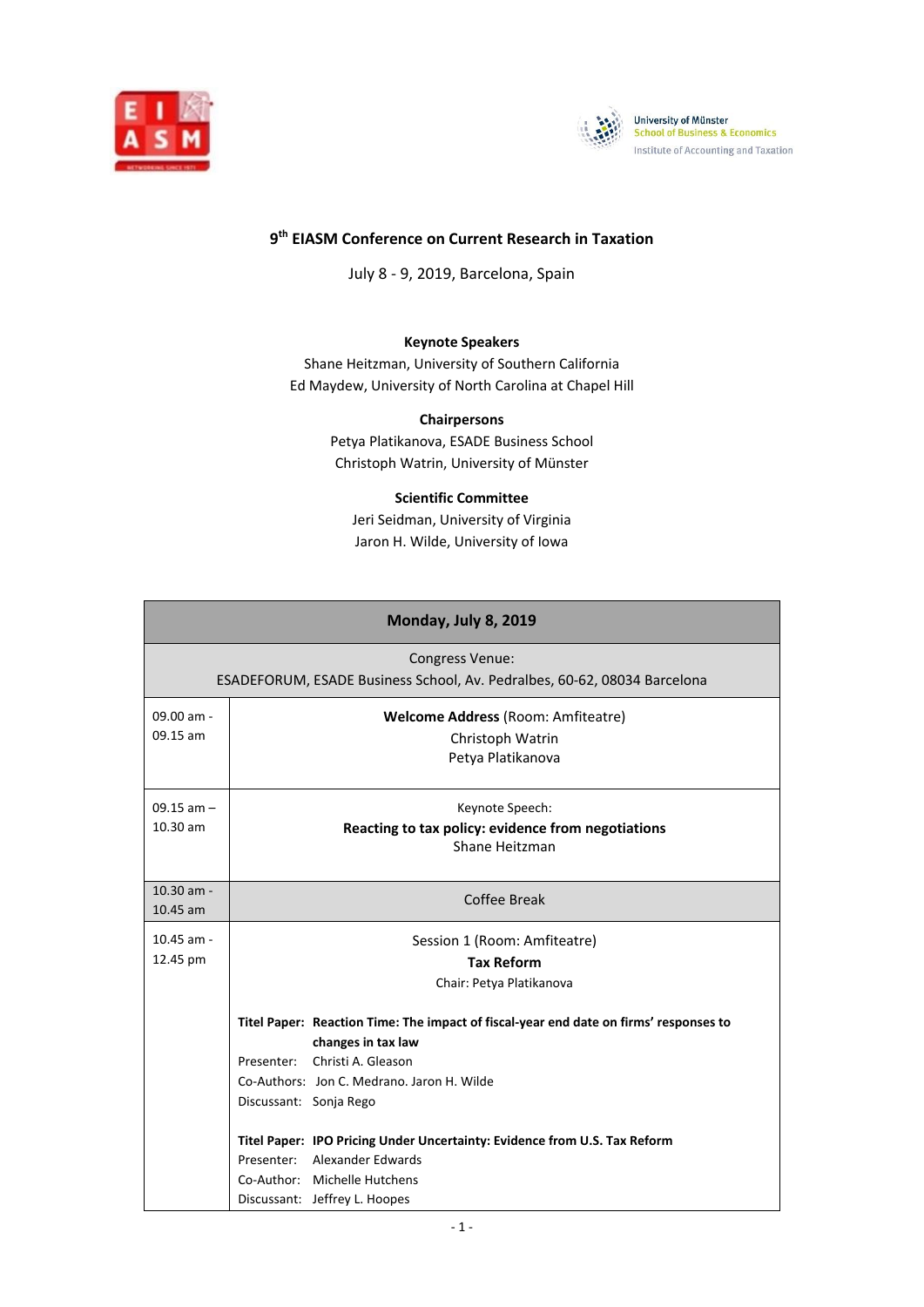# 9th EIASM Conference on Current Research in Taxation

July 8 - 9, 2019, Barcelona, Spain

**Keynote Speakers**
Shane Heitzman, University of Southern California
Ed Maydew, University of North Carolina at Chapel Hill

**Chairpersons**
Petya Platikanova, ESADE Business School
Christoph Watrin, University of Münster

**Scientific Committee**
Jeri Seidman, University of Virginia
Jaron H. Wilde, University of Iowa

| **Monday, July 8, 2019** | |
|---|---|
| Congress Venue: ESADEFORUM, ESADE Business School, Av. Pedralbes, 60-62, 08034 Barcelona | |
| 09.00 am - 09.15 am | **Welcome Address** (Room: Amfiteatre)<br>Christoph Watrin<br>Petya Platikanova |
| 09.15 am – 10.30 am | Keynote Speech:<br>**Reacting to tax policy: evidence from negotiations**<br>Shane Heitzman |
| 10.30 am - 10.45 am | Coffee Break |
| 10.45 am - 12.45 pm | Session 1 (Room: Amfiteatre)<br>**Tax Reform**<br>Chair: Petya Platikanova<br><br>**Titel Paper: Reaction Time: The impact of fiscal-year end date on firms' responses to changes in tax law**<br>Presenter: Christi A. Gleason<br>Co-Authors: Jon C. Medrano. Jaron H. Wilde<br>Discussant: Sonja Rego<br><br>**Titel Paper: IPO Pricing Under Uncertainty: Evidence from U.S. Tax Reform**<br>Presenter: Alexander Edwards<br>Co-Author: Michelle Hutchens<br>Discussant: Jeffrey L. Hoopes |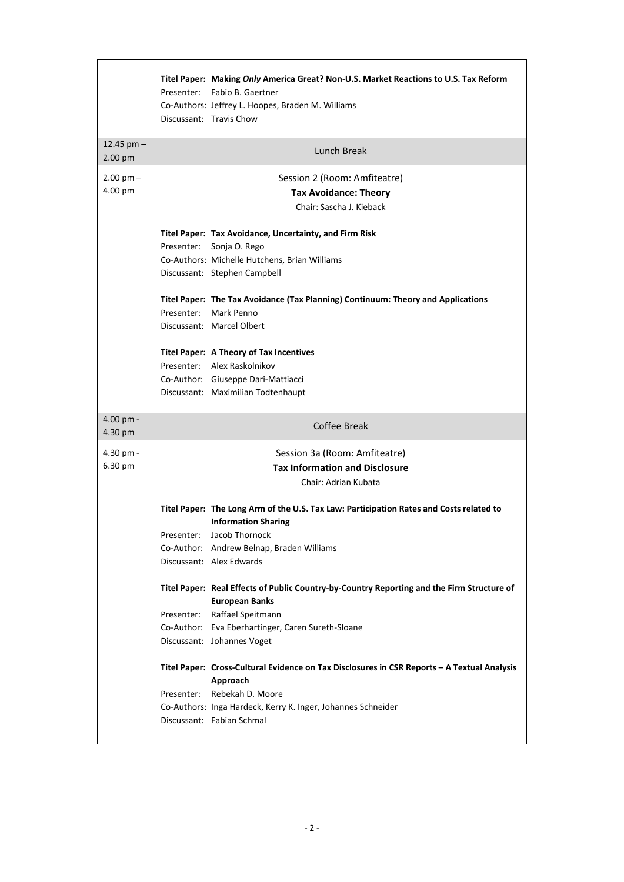| | |
|---|---|
| | **Titel Paper: Making *Only* America Great? Non-U.S. Market Reactions to U.S. Tax Reform**<br>Presenter: Fabio B. Gaertner<br>Co-Authors: Jeffrey L. Hoopes, Braden M. Williams<br>Discussant: Travis Chow |
| 12.45 pm – 2.00 pm | Lunch Break |
| 2.00 pm – 4.00 pm | Session 2 (Room: Amfiteatre)<br>**Tax Avoidance: Theory**<br>Chair: Sascha J. Kieback<br><br>**Titel Paper: Tax Avoidance, Uncertainty, and Firm Risk**<br>Presenter: Sonja O. Rego<br>Co-Authors: Michelle Hutchens, Brian Williams<br>Discussant: Stephen Campbell<br><br>**Titel Paper: The Tax Avoidance (Tax Planning) Continuum: Theory and Applications**<br>Presenter: Mark Penno<br>Discussant: Marcel Olbert<br><br>**Titel Paper: A Theory of Tax Incentives**<br>Presenter: Alex Raskolnikov<br>Co-Author: Giuseppe Dari-Mattiacci<br>Discussant: Maximilian Todtenhaupt |
| 4.00 pm - 4.30 pm | Coffee Break |
| 4.30 pm - 6.30 pm | Session 3a (Room: Amfiteatre)<br>**Tax Information and Disclosure**<br>Chair: Adrian Kubata<br><br>**Titel Paper: The Long Arm of the U.S. Tax Law: Participation Rates and Costs related to Information Sharing**<br>Presenter: Jacob Thornock<br>Co-Author: Andrew Belnap, Braden Williams<br>Discussant: Alex Edwards<br><br>**Titel Paper: Real Effects of Public Country-by-Country Reporting and the Firm Structure of European Banks**<br>Presenter: Raffael Speitmann<br>Co-Author: Eva Eberhartinger, Caren Sureth-Sloane<br>Discussant: Johannes Voget<br><br>**Titel Paper: Cross-Cultural Evidence on Tax Disclosures in CSR Reports – A Textual Analysis Approach**<br>Presenter: Rebekah D. Moore<br>Co-Authors: Inga Hardeck, Kerry K. Inger, Johannes Schneider<br>Discussant: Fabian Schmal |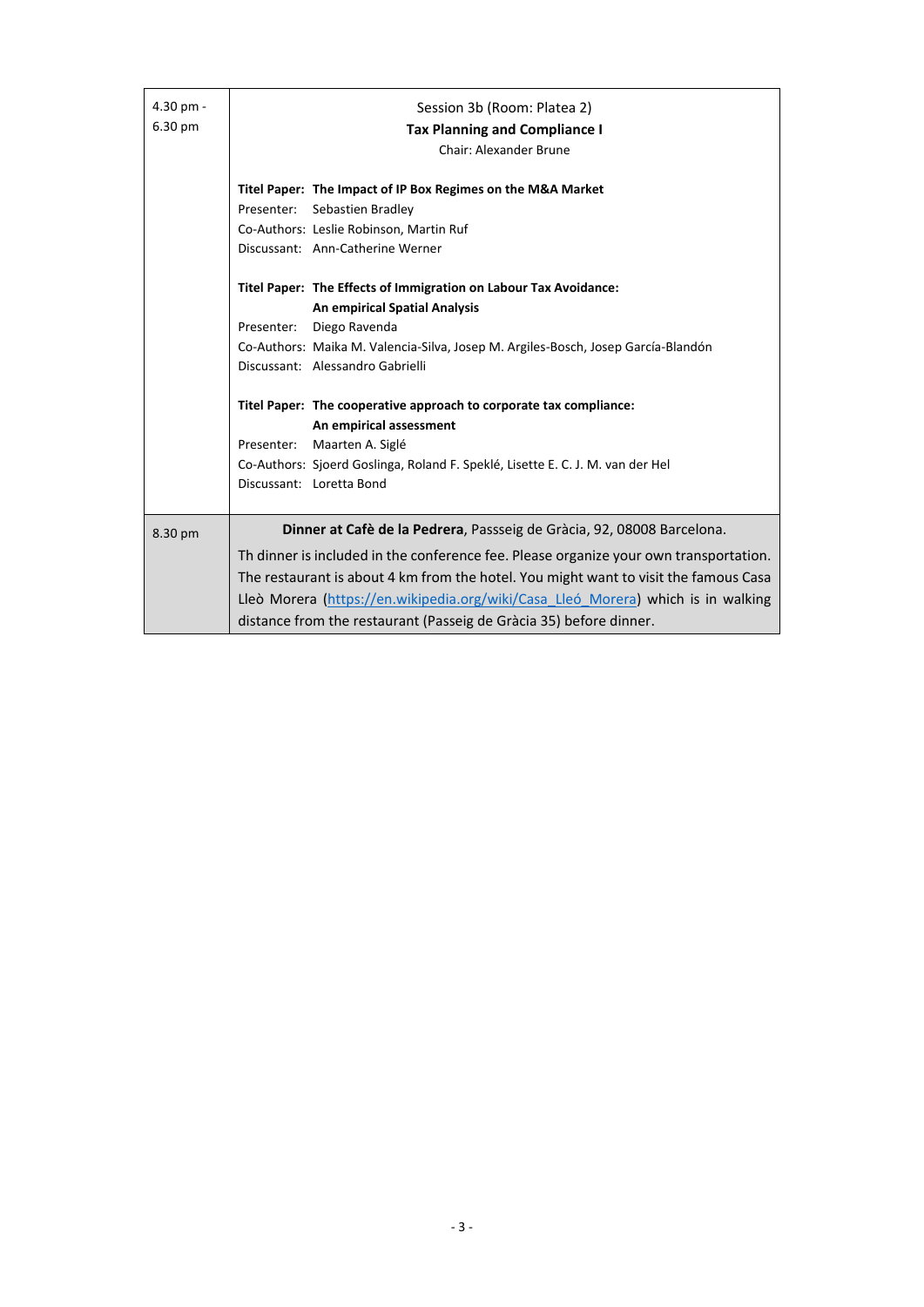| | |
|---|---|
| 4.30 pm - 6.30 pm | Session 3b (Room: Platea 2)<br>**Tax Planning and Compliance I**<br>Chair: Alexander Brune<br><br>**Titel Paper: The Impact of IP Box Regimes on the M&A Market**<br>Presenter: Sebastien Bradley<br>Co-Authors: Leslie Robinson, Martin Ruf<br>Discussant: Ann-Catherine Werner<br><br>**Titel Paper: The Effects of Immigration on Labour Tax Avoidance: An empirical Spatial Analysis**<br>Presenter: Diego Ravenda<br>Co-Authors: Maika M. Valencia-Silva, Josep M. Argiles-Bosch, Josep García-Blandón<br>Discussant: Alessandro Gabrielli<br><br>**Titel Paper: The cooperative approach to corporate tax compliance: An empirical assessment**<br>Presenter: Maarten A. Siglé<br>Co-Authors: Sjoerd Goslinga, Roland F. Speklé, Lisette E. C. J. M. van der Hel<br>Discussant: Loretta Bond |
| 8.30 pm | **Dinner at Cafè de la Pedrera**, Passseig de Gràcia, 92, 08008 Barcelona.<br>Th dinner is included in the conference fee. Please organize your own transportation. The restaurant is about 4 km from the hotel. You might want to visit the famous Casa Lleò Morera (https://en.wikipedia.org/wiki/Casa_Lleó_Morera) which is in walking distance from the restaurant (Passeig de Gràcia 35) before dinner. |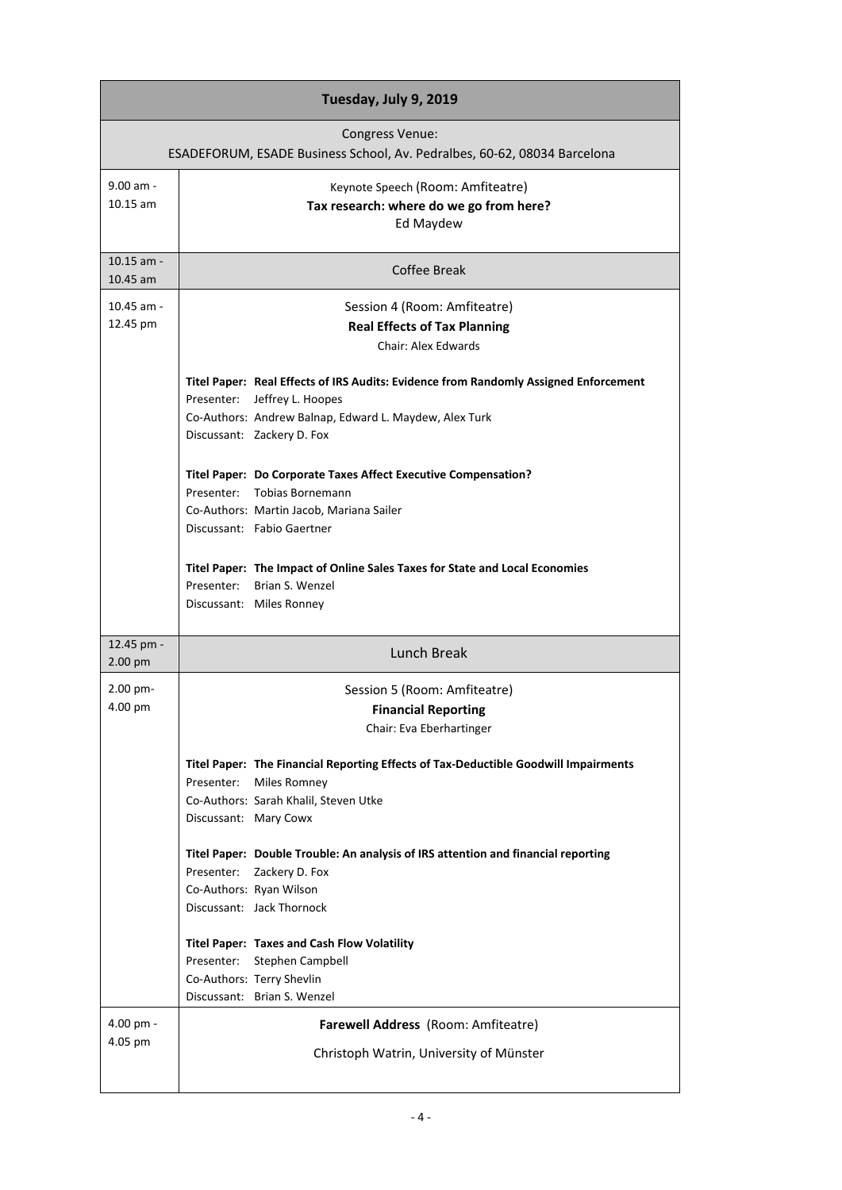| Tuesday, July 9, 2019 | |
|---|---|
| Congress Venue:<br>ESADEFORUM, ESADE Business School, Av. Pedralbes, 60-62, 08034 Barcelona | |
| 9.00 am - 10.15 am | Keynote Speech (Room: Amfiteatre)<br>**Tax research: where do we go from here?**<br>Ed Maydew |
| 10.15 am - 10.45 am | Coffee Break |
| 10.45 am - 12.45 pm | Session 4 (Room: Amfiteatre)<br>**Real Effects of Tax Planning**<br>Chair: Alex Edwards<br><br>**Titel Paper: Real Effects of IRS Audits: Evidence from Randomly Assigned Enforcement**<br>Presenter: Jeffrey L. Hoopes<br>Co-Authors: Andrew Balnap, Edward L. Maydew, Alex Turk<br>Discussant: Zackery D. Fox<br><br>**Titel Paper: Do Corporate Taxes Affect Executive Compensation?**<br>Presenter: Tobias Bornemann<br>Co-Authors: Martin Jacob, Mariana Sailer<br>Discussant: Fabio Gaertner<br><br>**Titel Paper: The Impact of Online Sales Taxes for State and Local Economies**<br>Presenter: Brian S. Wenzel<br>Discussant: Miles Ronney |
| 12.45 pm - 2.00 pm | Lunch Break |
| 2.00 pm- 4.00 pm | Session 5 (Room: Amfiteatre)<br>**Financial Reporting**<br>Chair: Eva Eberhartinger<br><br>**Titel Paper: The Financial Reporting Effects of Tax-Deductible Goodwill Impairments**<br>Presenter: Miles Romney<br>Co-Authors: Sarah Khalil, Steven Utke<br>Discussant: Mary Cowx<br><br>**Titel Paper: Double Trouble: An analysis of IRS attention and financial reporting**<br>Presenter: Zackery D. Fox<br>Co-Authors: Ryan Wilson<br>Discussant: Jack Thornock<br><br>**Titel Paper: Taxes and Cash Flow Volatility**<br>Presenter: Stephen Campbell<br>Co-Authors: Terry Shevlin<br>Discussant: Brian S. Wenzel |
| 4.00 pm - 4.05 pm | **Farewell Address** (Room: Amfiteatre)<br>Christoph Watrin, University of Münster |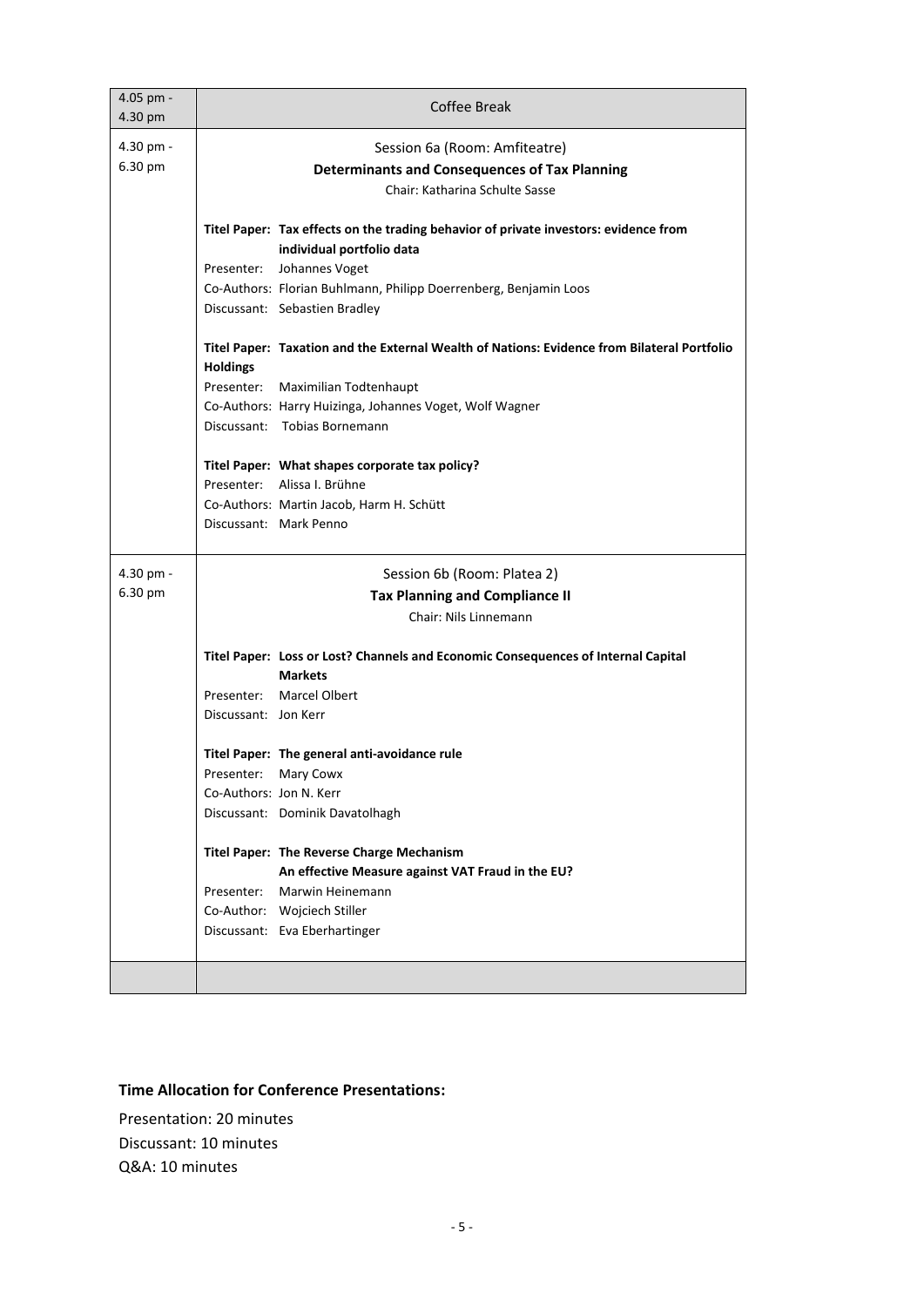| | |
|---|---|
| 4.05 pm - 4.30 pm | Coffee Break |
| 4.30 pm - 6.30 pm | Session 6a (Room: Amfiteatre)<br>**Determinants and Consequences of Tax Planning**<br>Chair: Katharina Schulte Sasse<br><br>**Titel Paper: Tax effects on the trading behavior of private investors: evidence from individual portfolio data**<br>Presenter: Johannes Voget<br>Co-Authors: Florian Buhlmann, Philipp Doerrenberg, Benjamin Loos<br>Discussant: Sebastien Bradley<br><br>**Titel Paper: Taxation and the External Wealth of Nations: Evidence from Bilateral Portfolio Holdings**<br>Presenter: Maximilian Todtenhaupt<br>Co-Authors: Harry Huizinga, Johannes Voget, Wolf Wagner<br>Discussant: Tobias Bornemann<br><br>**Titel Paper: What shapes corporate tax policy?**<br>Presenter: Alissa I. Brühne<br>Co-Authors: Martin Jacob, Harm H. Schütt<br>Discussant: Mark Penno |
| 4.30 pm - 6.30 pm | Session 6b (Room: Platea 2)<br>**Tax Planning and Compliance II**<br>Chair: Nils Linnemann<br><br>**Titel Paper: Loss or Lost? Channels and Economic Consequences of Internal Capital Markets**<br>Presenter: Marcel Olbert<br>Discussant: Jon Kerr<br><br>**Titel Paper: The general anti-avoidance rule**<br>Presenter: Mary Cowx<br>Co-Authors: Jon N. Kerr<br>Discussant: Dominik Davatolhagh<br><br>**Titel Paper: The Reverse Charge Mechanism An effective Measure against VAT Fraud in the EU?**<br>Presenter: Marwin Heinemann<br>Co-Author: Wojciech Stiller<br>Discussant: Eva Eberhartinger |
| | |

**Time Allocation for Conference Presentations:**

Presentation: 20 minutes
Discussant: 10 minutes
Q&A: 10 minutes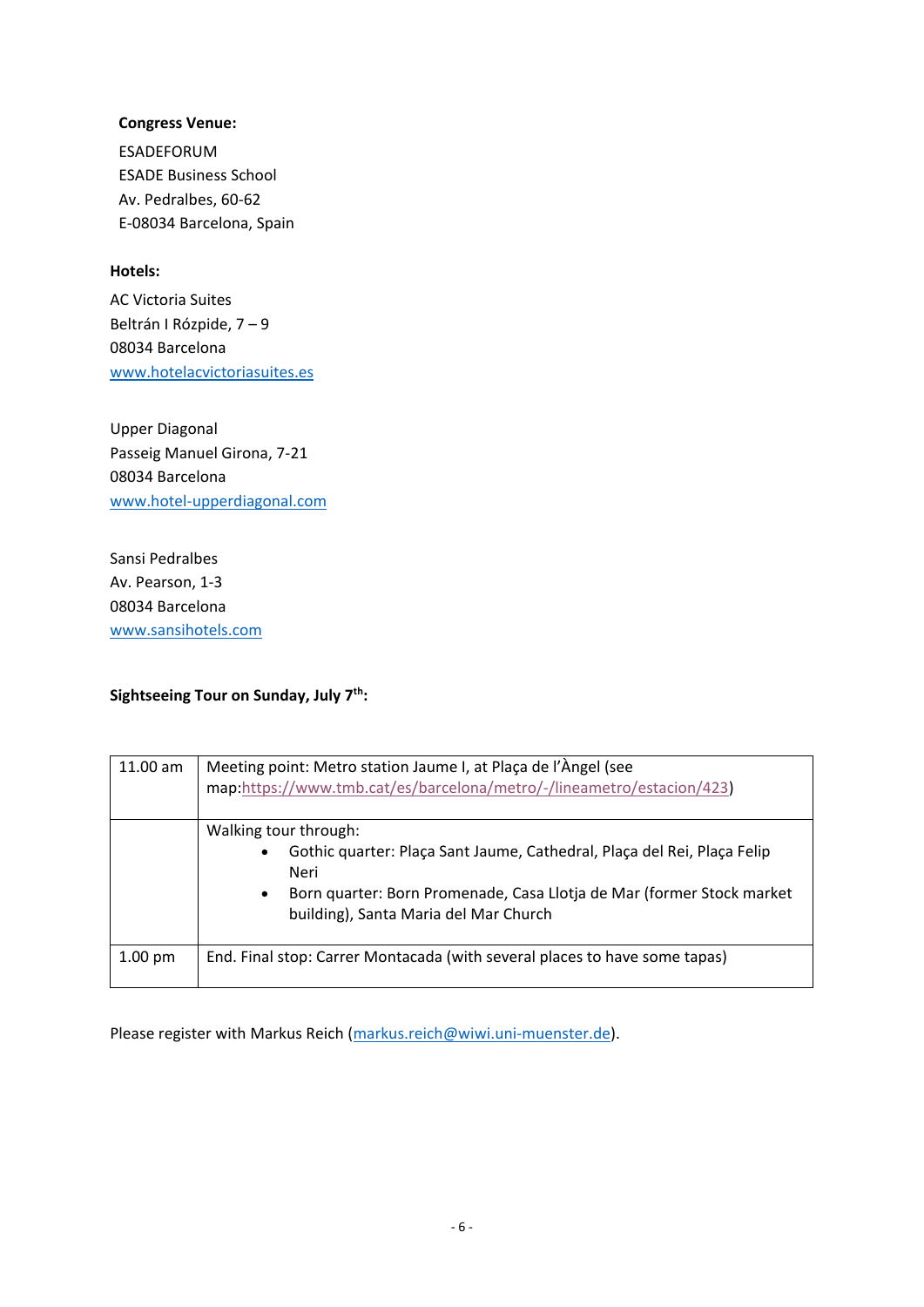**Congress Venue:**

ESADEFORUM
ESADE Business School
Av. Pedralbes, 60-62
E-08034 Barcelona, Spain

**Hotels:**

AC Victoria Suites
Beltrán I Rózpide, 7 – 9
08034 Barcelona
www.hotelacvictoriasuites.es

Upper Diagonal
Passeig Manuel Girona, 7-21
08034 Barcelona
www.hotel-upperdiagonal.com

Sansi Pedralbes
Av. Pearson, 1-3
08034 Barcelona
www.sansihotels.com

**Sightseeing Tour on Sunday, July 7th:**

| | |
|---|---|
| 11.00 am | Meeting point: Metro station Jaume I, at Plaça de l'Àngel (see map:https://www.tmb.cat/es/barcelona/metro/-/lineametro/estacion/423) |
| | Walking tour through:<br>• Gothic quarter: Plaça Sant Jaume, Cathedral, Plaça del Rei, Plaça Felip Neri<br>• Born quarter: Born Promenade, Casa Llotja de Mar (former Stock market building), Santa Maria del Mar Church |
| 1.00 pm | End. Final stop: Carrer Montacada (with several places to have some tapas) |

Please register with Markus Reich (markus.reich@wiwi.uni-muenster.de).